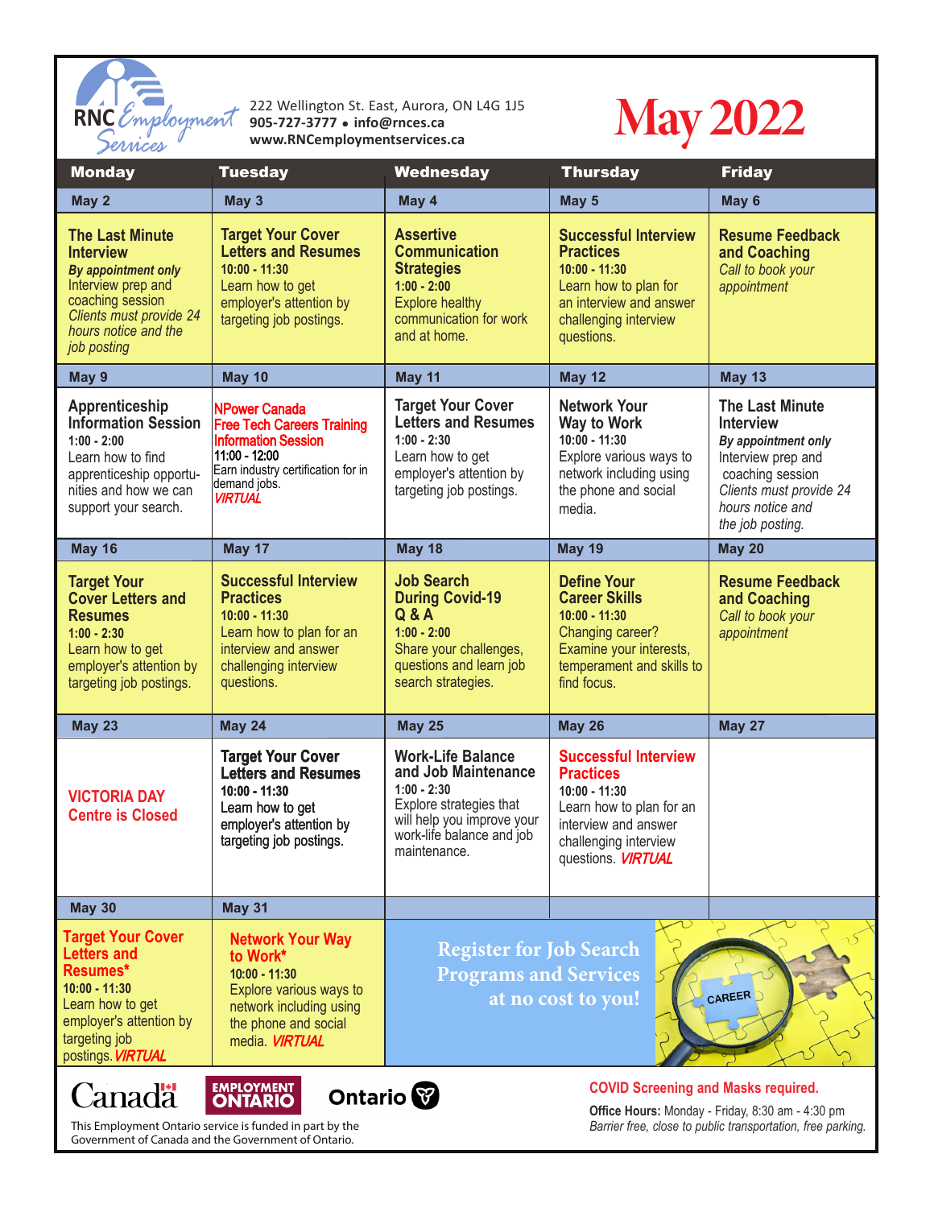RNC Employment Services

222 Wellington St. East, Aurora, ON L4G 1J5
**905-727-3777 • info@rnces.ca**
**www.RNCemploymentservices.ca**

# May 2022

| Monday | Tuesday | Wednesday | Thursday | Friday |
|---|---|---|---|---|
| **May 2** | **May 3** | **May 4** | **May 5** | **May 6** |
| **The Last Minute Interview** ***By appointment only*** Interview prep and coaching session *Clients must provide 24 hours notice and the job posting* | **Target Your Cover Letters and Resumes** **10:00 - 11:30** Learn how to get employer's attention by targeting job postings. | **Assertive Communication Strategies** **1:00 - 2:00** Explore healthy communication for work and at home. | **Successful Interview Practices** **10:00 - 11:30** Learn how to plan for an interview and answer challenging interview questions. | **Resume Feedback and Coaching** *Call to book your appointment* |
| **May 9** | **May 10** | **May 11** | **May 12** | **May 13** |
| **Apprenticeship Information Session** **1:00 - 2:00** Learn how to find apprenticeship opportunities and how we can support your search. | **NPower Canada Free Tech Careers Training Information Session** **11:00 - 12:00** Earn industry certification for in demand jobs. ***VIRTUAL*** | **Target Your Cover Letters and Resumes** **1:00 - 2:30** Learn how to get employer's attention by targeting job postings. | **Network Your Way to Work** **10:00 - 11:30** Explore various ways to network including using the phone and social media. | **The Last Minute Interview** ***By appointment only*** Interview prep and coaching session *Clients must provide 24 hours notice and the job posting.* |
| **May 16** | **May 17** | **May 18** | **May 19** | **May 20** |
| **Target Your Cover Letters and Resumes** **1:00 - 2:30** Learn how to get employer's attention by targeting job postings. | **Successful Interview Practices** **10:00 - 11:30** Learn how to plan for an interview and answer challenging interview questions. | **Job Search During Covid-19 Q & A** **1:00 - 2:00** Share your challenges, questions and learn job search strategies. | **Define Your Career Skills** **10:00 - 11:30** Changing career? Examine your interests, temperament and skills to find focus. | **Resume Feedback and Coaching** *Call to book your appointment* |
| **May 23** | **May 24** | **May 25** | **May 26** | **May 27** |
| **VICTORIA DAY Centre is Closed** | **Target Your Cover Letters and Resumes** **10:00 - 11:30** Learn how to get employer's attention by targeting job postings. | **Work-Life Balance and Job Maintenance** **1:00 - 2:30** Explore strategies that will help you improve your work-life balance and job maintenance. | **Successful Interview Practices** **10:00 - 11:30** Learn how to plan for an interview and answer challenging interview questions. ***VIRTUAL*** | |
| **May 30** | **May 31** | | | |
| **Target Your Cover Letters and Resumes*** **10:00 - 11:30** Learn how to get employer's attention by targeting job postings. ***VIRTUAL*** | **Network Your Way to Work*** **10:00 - 11:30** Explore various ways to network including using the phone and social media. ***VIRTUAL*** | **Register for Job Search Programs and Services at no cost to you!** | | |

Canada | EMPLOYMENT ONTARIO | Ontario

This Employment Ontario service is funded in part by the Government of Canada and the Government of Ontario.

**COVID Screening and Masks required.**

**Office Hours:** Monday - Friday, 8:30 am - 4:30 pm
*Barrier free, close to public transportation, free parking.*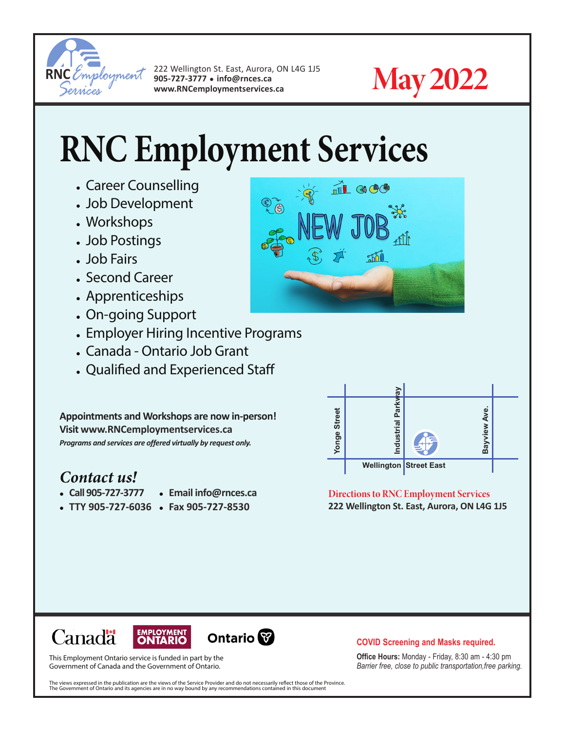222 Wellington St. East, Aurora, ON L4G 1J5
**905-727-3777 • info@rnces.ca**
**www.RNCemploymentservices.ca**

# May 2022

# RNC Employment Services

- Career Counselling
- Job Development
- Workshops
- Job Postings
- Job Fairs
- Second Career
- Apprenticeships
- On-going Support
- Employer Hiring Incentive Programs
- Canada - Ontario Job Grant
- Qualified and Experienced Staff

**Appointments and Workshops are now in-person!**
**Visit www.RNCemploymentservices.ca**
***Programs and services are offered virtually by request only.***

## *Contact us!*

- **Call 905-727-3777**
- **Email info@rnces.ca**
- **TTY 905-727-6036**
- **Fax 905-727-8530**

Yonge Street
Industrial Parkway
Bayview Ave.
Wellington Street East

**Directions to RNC Employment Services**
**222 Wellington St. East, Aurora, ON L4G 1J5**

This Employment Ontario service is funded in part by the Government of Canada and the Government of Ontario.

**COVID Screening and Masks required.**

**Office Hours:** Monday - Friday, 8:30 am - 4:30 pm
*Barrier free, close to public transportation,free parking.*

The views expressed in the publication are the views of the Service Provider and do not necessarily reflect those of the Province.
The Government of Ontario and its agencies are in no way bound by any recommendations contained in this document